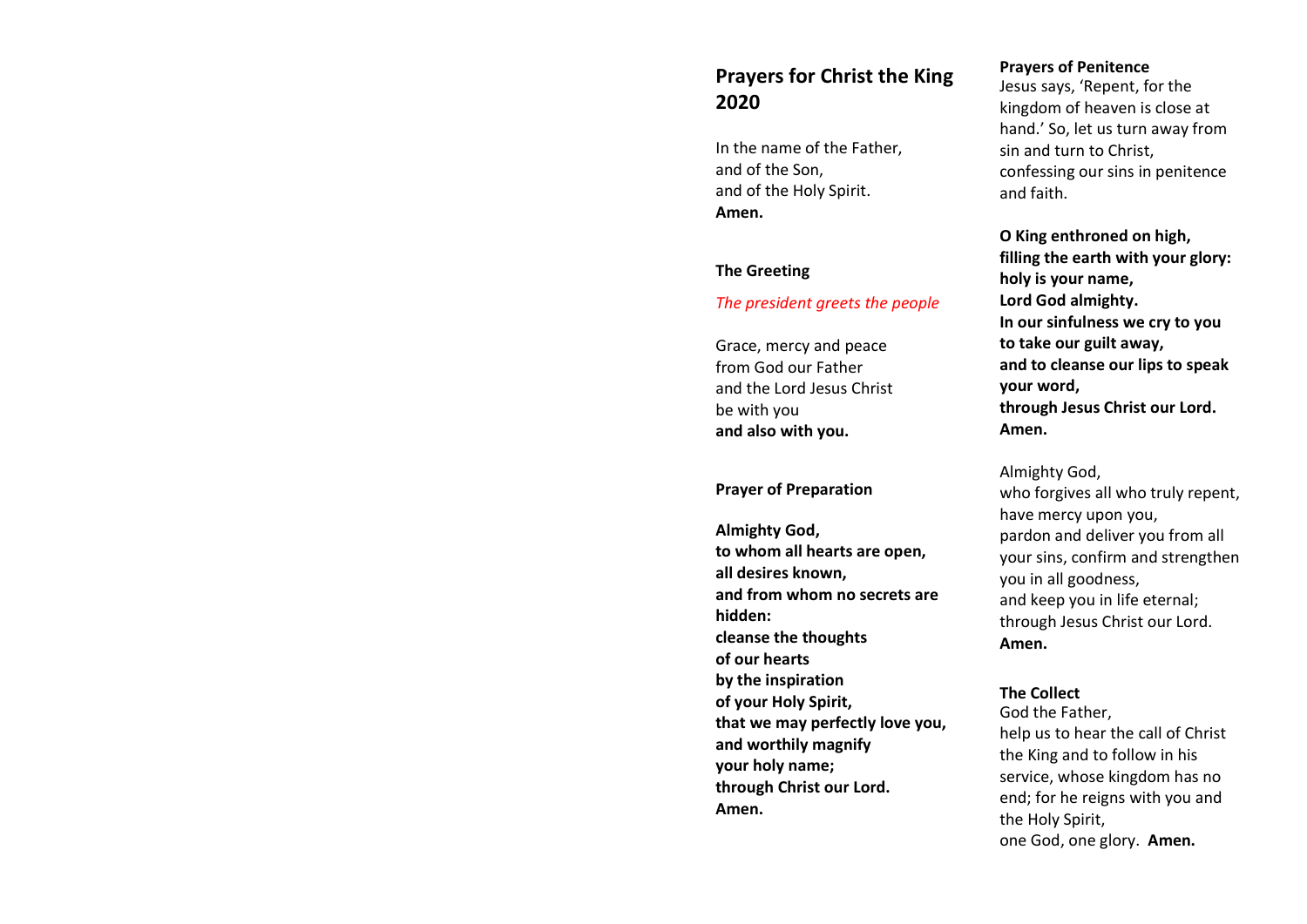# Prayers for Christ the King 2020

In the name of the Father,
and of the Son,
and of the Holy Spirit.
**Amen.**

**The Greeting**

*The president greets the people*

Grace, mercy and peace
from God our Father
and the Lord Jesus Christ
be with you
**and also with you.**

**Prayer of Preparation**

**Almighty God,**
**to whom all hearts are open,**
**all desires known,**
**and from whom no secrets are hidden:**
**cleanse the thoughts**
**of our hearts**
**by the inspiration**
**of your Holy Spirit,**
**that we may perfectly love you,**
**and worthily magnify**
**your holy name;**
**through Christ our Lord.**
**Amen.**

**Prayers of Penitence**

Jesus says, 'Repent, for the kingdom of heaven is close at hand.' So, let us turn away from sin and turn to Christ, confessing our sins in penitence and faith.

**O King enthroned on high,**
**filling the earth with your glory:**
**holy is your name,**
**Lord God almighty.**
**In our sinfulness we cry to you**
**to take our guilt away,**
**and to cleanse our lips to speak your word,**
**through Jesus Christ our Lord.**
**Amen.**

Almighty God,
who forgives all who truly repent,
have mercy upon you,
pardon and deliver you from all your sins, confirm and strengthen you in all goodness,
and keep you in life eternal;
through Jesus Christ our Lord.
**Amen.**

**The Collect**

God the Father,
help us to hear the call of Christ the King and to follow in his service, whose kingdom has no end; for he reigns with you and the Holy Spirit,
one God, one glory. **Amen.**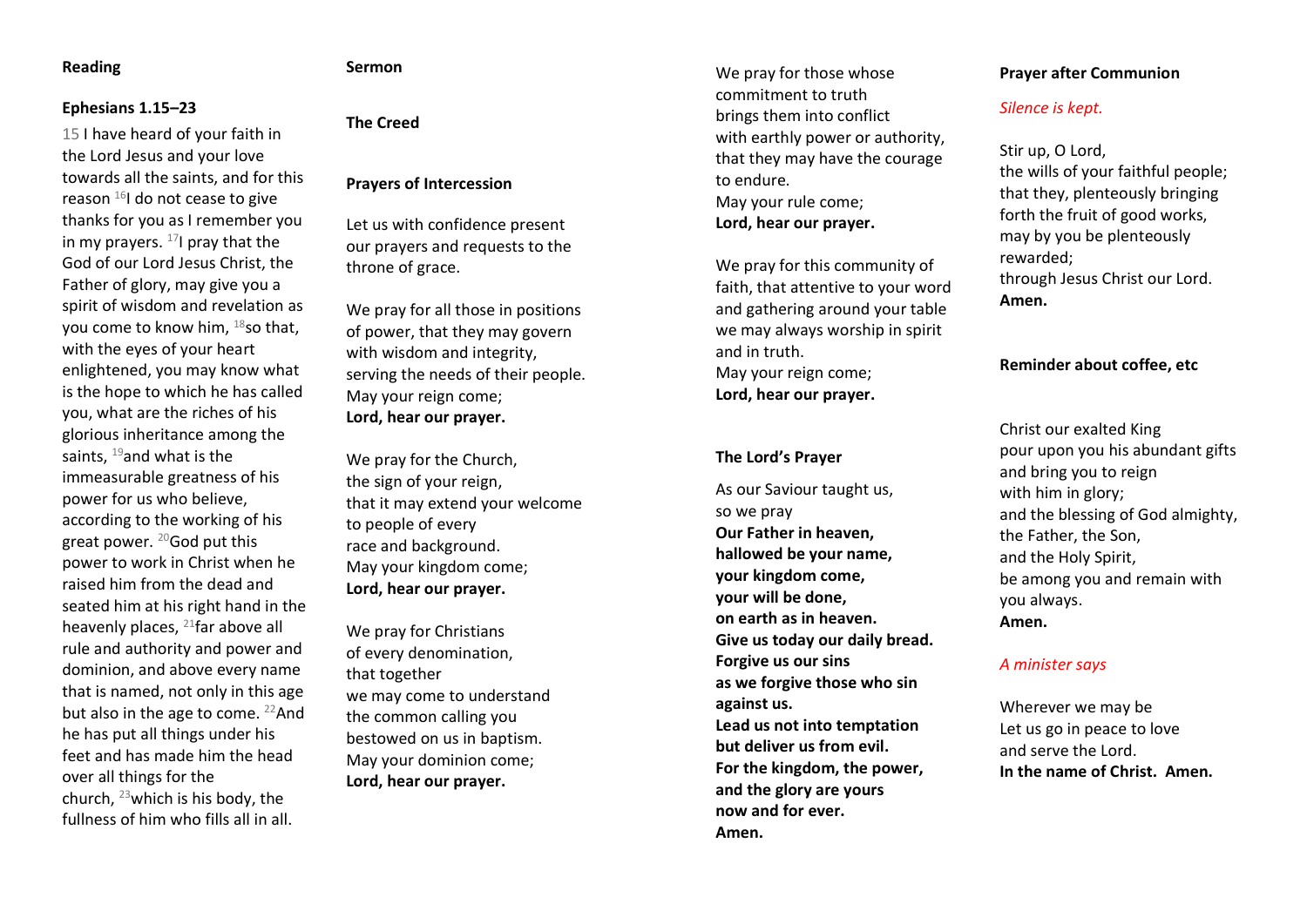**Reading**

**Ephesians 1.15–23**

15 I have heard of your faith in the Lord Jesus and your love towards all the saints, and for this reason [16]I do not cease to give thanks for you as I remember you in my prayers. [17]I pray that the God of our Lord Jesus Christ, the Father of glory, may give you a spirit of wisdom and revelation as you come to know him, [18]so that, with the eyes of your heart enlightened, you may know what is the hope to which he has called you, what are the riches of his glorious inheritance among the saints, [19]and what is the immeasurable greatness of his power for us who believe, according to the working of his great power. [20]God put this power to work in Christ when he raised him from the dead and seated him at his right hand in the heavenly places, [21]far above all rule and authority and power and dominion, and above every name that is named, not only in this age but also in the age to come. [22]And he has put all things under his feet and has made him the head over all things for the church, [23]which is his body, the fullness of him who fills all in all.

**Sermon**

**The Creed**

**Prayers of Intercession**

Let us with confidence present our prayers and requests to the throne of grace.

We pray for all those in positions of power, that they may govern with wisdom and integrity, serving the needs of their people.
May your reign come;
**Lord, hear our prayer.**

We pray for the Church,
the sign of your reign,
that it may extend your welcome to people of every
race and background.
May your kingdom come;
**Lord, hear our prayer.**

We pray for Christians
of every denomination,
that together
we may come to understand
the common calling you
bestowed on us in baptism.
May your dominion come;
**Lord, hear our prayer.**

We pray for those whose
commitment to truth
brings them into conflict
with earthly power or authority,
that they may have the courage
to endure.
May your rule come;
**Lord, hear our prayer.**

We pray for this community of faith, that attentive to your word and gathering around your table we may always worship in spirit and in truth.
May your reign come;
**Lord, hear our prayer.**

**The Lord's Prayer**

As our Saviour taught us,
so we pray
**Our Father in heaven,**
**hallowed be your name,**
**your kingdom come,**
**your will be done,**
**on earth as in heaven.**
**Give us today our daily bread.**
**Forgive us our sins**
**as we forgive those who sin against us.**
**Lead us not into temptation**
**but deliver us from evil.**
**For the kingdom, the power,**
**and the glory are yours**
**now and for ever.**
**Amen.**

**Prayer after Communion**

*Silence is kept.*

Stir up, O Lord,
the wills of your faithful people;
that they, plenteously bringing
forth the fruit of good works,
may by you be plenteously
rewarded;
through Jesus Christ our Lord.
**Amen.**

**Reminder about coffee, etc**

Christ our exalted King
pour upon you his abundant gifts
and bring you to reign
with him in glory;
and the blessing of God almighty,
the Father, the Son,
and the Holy Spirit,
be among you and remain with
you always.
**Amen.**

*A minister says*

Wherever we may be
Let us go in peace to love
and serve the Lord.
**In the name of Christ. Amen.**